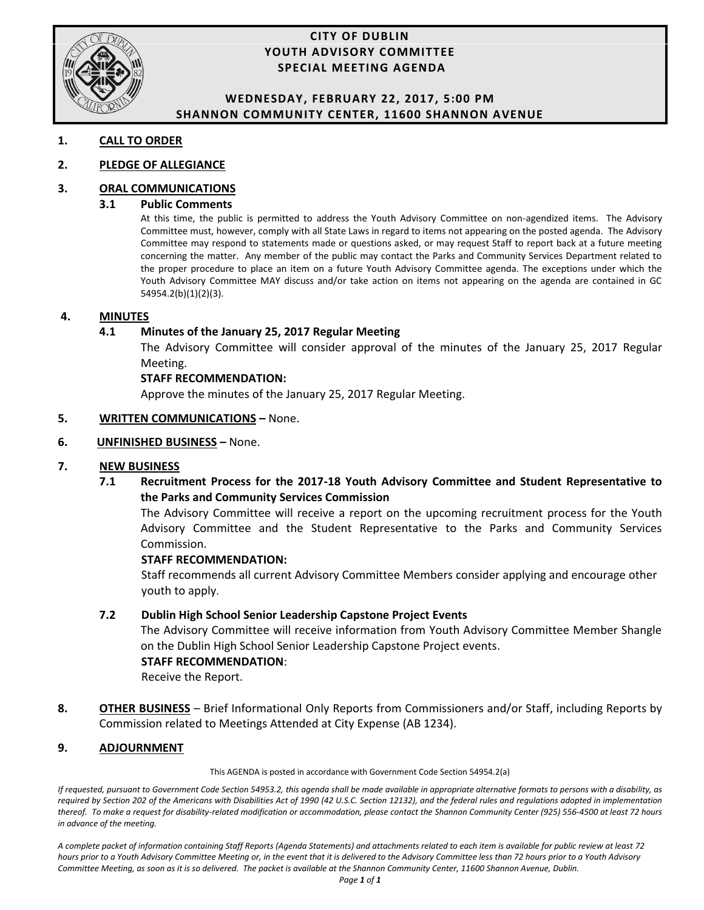# CITY OF DUBLIN
## YOUTH ADVISORY COMMITTEE
## SPECIAL MEETING AGENDA

**WEDNESDAY, FEBRUARY 22, 2017, 5:00 PM**
**SHANNON COMMUNITY CENTER, 11600 SHANNON AVENUE**

**1. CALL TO ORDER**

**2. PLEDGE OF ALLEGIANCE**

**3. ORAL COMMUNICATIONS**

**3.1 Public Comments**

At this time, the public is permitted to address the Youth Advisory Committee on non-agendized items. The Advisory Committee must, however, comply with all State Laws in regard to items not appearing on the posted agenda. The Advisory Committee may respond to statements made or questions asked, or may request Staff to report back at a future meeting concerning the matter. Any member of the public may contact the Parks and Community Services Department related to the proper procedure to place an item on a future Youth Advisory Committee agenda. The exceptions under which the Youth Advisory Committee MAY discuss and/or take action on items not appearing on the agenda are contained in GC 54954.2(b)(1)(2)(3).

**4. MINUTES**

**4.1 Minutes of the January 25, 2017 Regular Meeting**

The Advisory Committee will consider approval of the minutes of the January 25, 2017 Regular Meeting.

**STAFF RECOMMENDATION:**

Approve the minutes of the January 25, 2017 Regular Meeting.

**5. WRITTEN COMMUNICATIONS –** None.

**6. UNFINISHED BUSINESS –** None.

**7. NEW BUSINESS**

**7.1 Recruitment Process for the 2017-18 Youth Advisory Committee and Student Representative to the Parks and Community Services Commission**

The Advisory Committee will receive a report on the upcoming recruitment process for the Youth Advisory Committee and the Student Representative to the Parks and Community Services Commission.

**STAFF RECOMMENDATION:**

Staff recommends all current Advisory Committee Members consider applying and encourage other youth to apply.

**7.2 Dublin High School Senior Leadership Capstone Project Events**

The Advisory Committee will receive information from Youth Advisory Committee Member Shangle on the Dublin High School Senior Leadership Capstone Project events.

**STAFF RECOMMENDATION**:

Receive the Report.

**8. OTHER BUSINESS** – Brief Informational Only Reports from Commissioners and/or Staff, including Reports by Commission related to Meetings Attended at City Expense (AB 1234).

**9. ADJOURNMENT**

This AGENDA is posted in accordance with Government Code Section 54954.2(a)

*If requested, pursuant to Government Code Section 54953.2, this agenda shall be made available in appropriate alternative formats to persons with a disability, as required by Section 202 of the Americans with Disabilities Act of 1990 (42 U.S.C. Section 12132), and the federal rules and regulations adopted in implementation thereof. To make a request for disability-related modification or accommodation, please contact the Shannon Community Center (925) 556-4500 at least 72 hours in advance of the meeting.*

*A complete packet of information containing Staff Reports (Agenda Statements) and attachments related to each item is available for public review at least 72 hours prior to a Youth Advisory Committee Meeting or, in the event that it is delivered to the Advisory Committee less than 72 hours prior to a Youth Advisory Committee Meeting, as soon as it is so delivered. The packet is available at the Shannon Community Center, 11600 Shannon Avenue, Dublin.*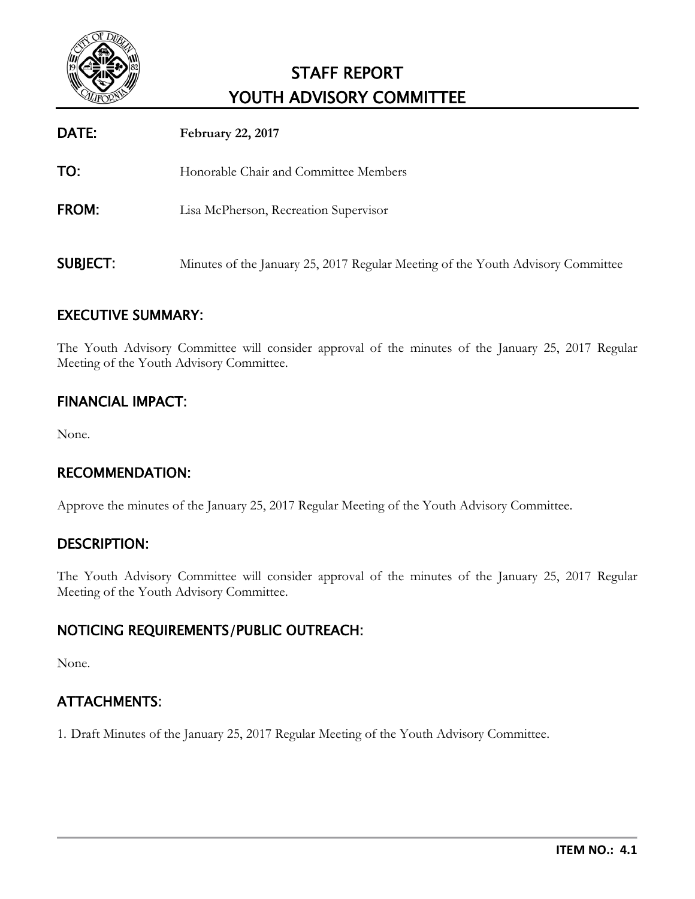# STAFF REPORT
## YOUTH ADVISORY COMMITTEE

**DATE:** **February 22, 2017**

**TO:** Honorable Chair and Committee Members

**FROM:** Lisa McPherson, Recreation Supervisor

**SUBJECT:** Minutes of the January 25, 2017 Regular Meeting of the Youth Advisory Committee

## EXECUTIVE SUMMARY:

The Youth Advisory Committee will consider approval of the minutes of the January 25, 2017 Regular Meeting of the Youth Advisory Committee.

## FINANCIAL IMPACT:

None.

## RECOMMENDATION:

Approve the minutes of the January 25, 2017 Regular Meeting of the Youth Advisory Committee.

## DESCRIPTION:

The Youth Advisory Committee will consider approval of the minutes of the January 25, 2017 Regular Meeting of the Youth Advisory Committee.

## NOTICING REQUIREMENTS/PUBLIC OUTREACH:

None.

## ATTACHMENTS:

1. Draft Minutes of the January 25, 2017 Regular Meeting of the Youth Advisory Committee.

**ITEM NO.: 4.1**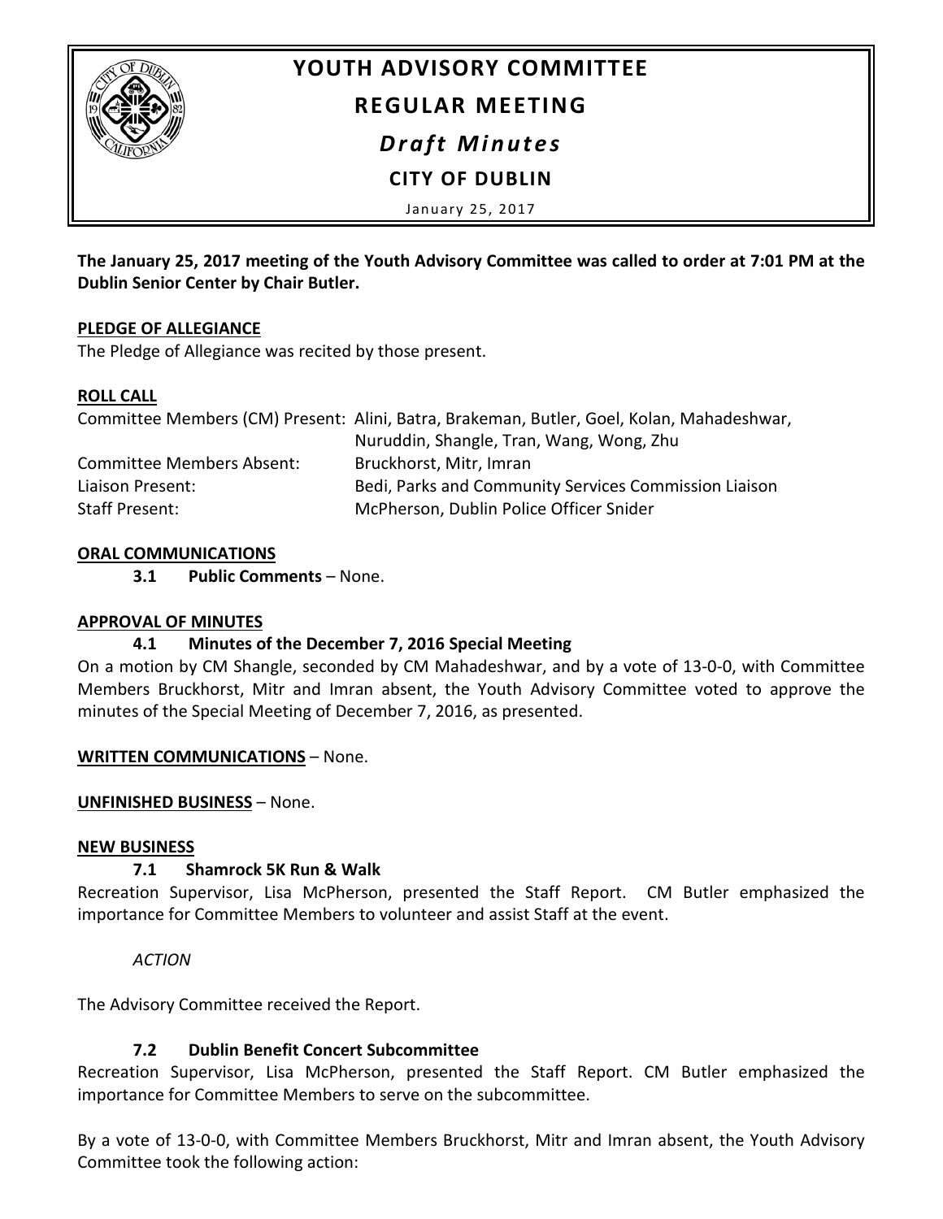# YOUTH ADVISORY COMMITTEE

## REGULAR MEETING

### *Draft Minutes*

**CITY OF DUBLIN**

January 25, 2017

**The January 25, 2017 meeting of the Youth Advisory Committee was called to order at 7:01 PM at the Dublin Senior Center by Chair Butler.**

**PLEDGE OF ALLEGIANCE**

The Pledge of Allegiance was recited by those present.

**ROLL CALL**

| | |
|---|---|
| Committee Members (CM) Present: | Alini, Batra, Brakeman, Butler, Goel, Kolan, Mahadeshwar, Nuruddin, Shangle, Tran, Wang, Wong, Zhu |
| Committee Members Absent: | Bruckhorst, Mitr, Imran |
| Liaison Present: | Bedi, Parks and Community Services Commission Liaison |
| Staff Present: | McPherson, Dublin Police Officer Snider |

**ORAL COMMUNICATIONS**

**3.1 Public Comments** – None.

**APPROVAL OF MINUTES**

**4.1 Minutes of the December 7, 2016 Special Meeting**

On a motion by CM Shangle, seconded by CM Mahadeshwar, and by a vote of 13-0-0, with Committee Members Bruckhorst, Mitr and Imran absent, the Youth Advisory Committee voted to approve the minutes of the Special Meeting of December 7, 2016, as presented.

**WRITTEN COMMUNICATIONS** – None.

**UNFINISHED BUSINESS** – None.

**NEW BUSINESS**

**7.1 Shamrock 5K Run & Walk**

Recreation Supervisor, Lisa McPherson, presented the Staff Report. CM Butler emphasized the importance for Committee Members to volunteer and assist Staff at the event.

*ACTION*

The Advisory Committee received the Report.

**7.2 Dublin Benefit Concert Subcommittee**

Recreation Supervisor, Lisa McPherson, presented the Staff Report. CM Butler emphasized the importance for Committee Members to serve on the subcommittee.

By a vote of 13-0-0, with Committee Members Bruckhorst, Mitr and Imran absent, the Youth Advisory Committee took the following action: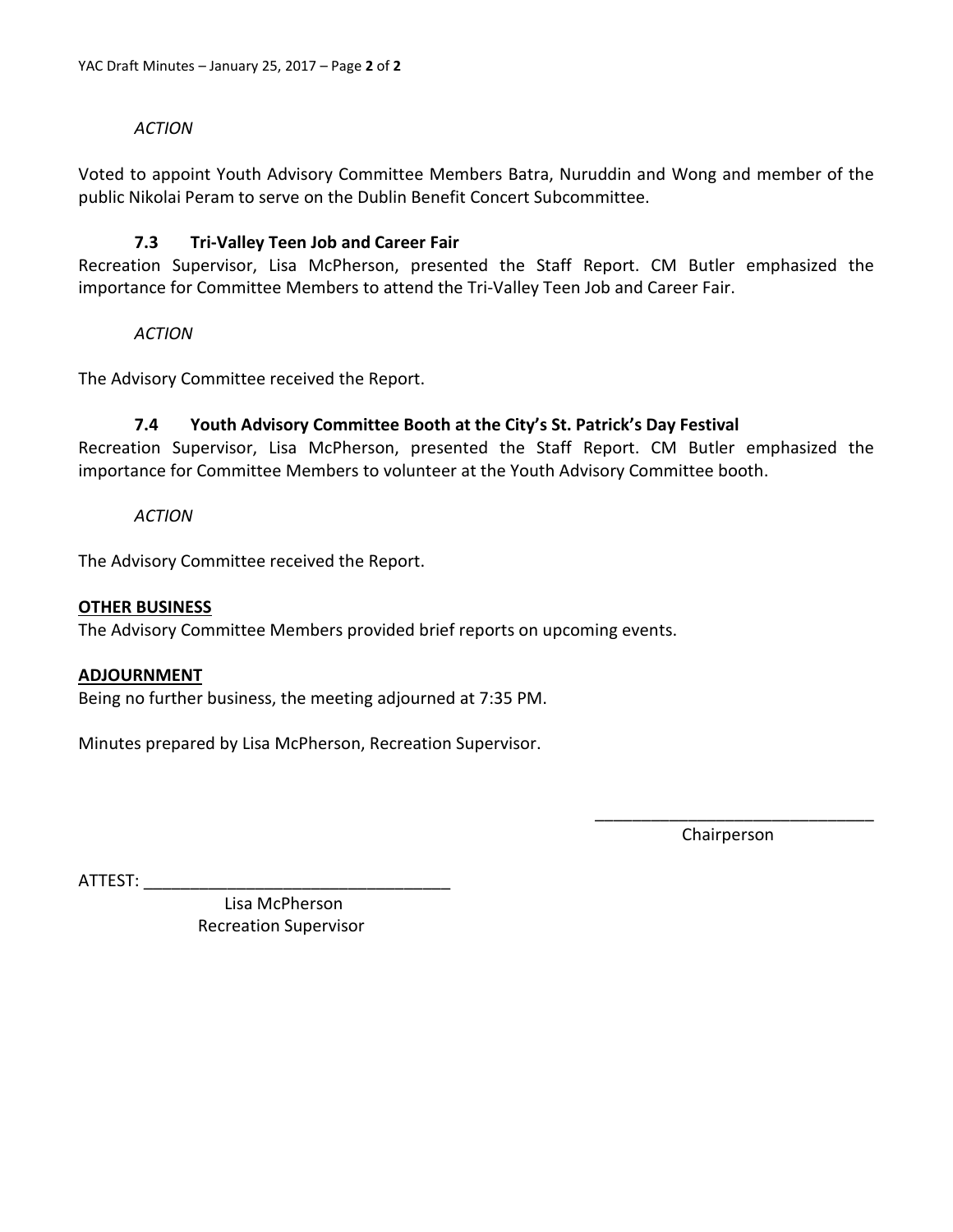*ACTION*

Voted to appoint Youth Advisory Committee Members Batra, Nuruddin and Wong and member of the public Nikolai Peram to serve on the Dublin Benefit Concert Subcommittee.

### 7.3 Tri-Valley Teen Job and Career Fair

Recreation Supervisor, Lisa McPherson, presented the Staff Report. CM Butler emphasized the importance for Committee Members to attend the Tri-Valley Teen Job and Career Fair.

*ACTION*

The Advisory Committee received the Report.

### 7.4 Youth Advisory Committee Booth at the City's St. Patrick's Day Festival

Recreation Supervisor, Lisa McPherson, presented the Staff Report. CM Butler emphasized the importance for Committee Members to volunteer at the Youth Advisory Committee booth.

*ACTION*

The Advisory Committee received the Report.

**OTHER BUSINESS**

The Advisory Committee Members provided brief reports on upcoming events.

**ADJOURNMENT**

Being no further business, the meeting adjourned at 7:35 PM.

Minutes prepared by Lisa McPherson, Recreation Supervisor.

______________________________
Chairperson

ATTEST: _________________________________
Lisa McPherson
Recreation Supervisor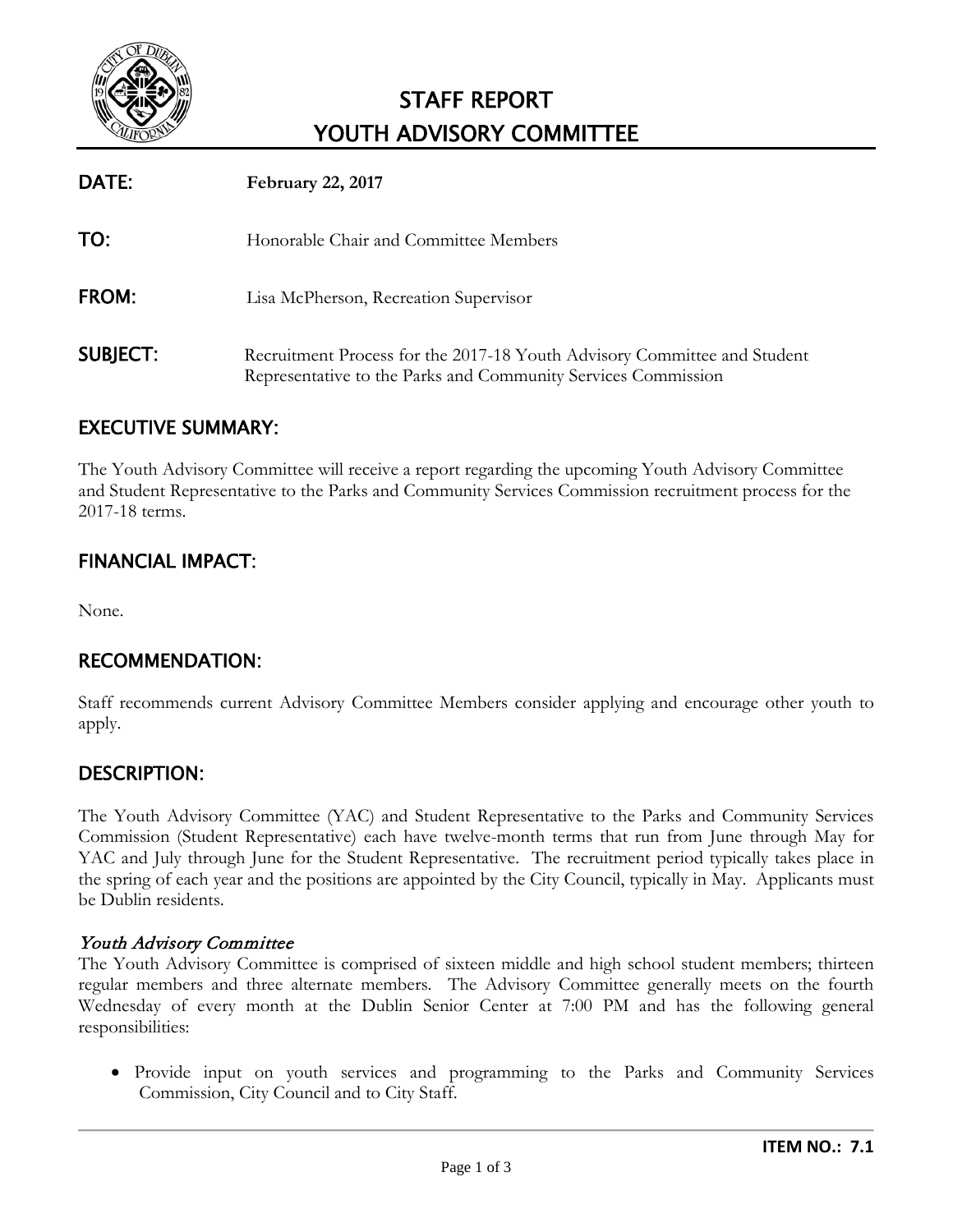# STAFF REPORT
# YOUTH ADVISORY COMMITTEE

**DATE:** **February 22, 2017**

**TO:** Honorable Chair and Committee Members

**FROM:** Lisa McPherson, Recreation Supervisor

**SUBJECT:** Recruitment Process for the 2017-18 Youth Advisory Committee and Student Representative to the Parks and Community Services Commission

## EXECUTIVE SUMMARY:

The Youth Advisory Committee will receive a report regarding the upcoming Youth Advisory Committee and Student Representative to the Parks and Community Services Commission recruitment process for the 2017-18 terms.

## FINANCIAL IMPACT:

None.

## RECOMMENDATION:

Staff recommends current Advisory Committee Members consider applying and encourage other youth to apply.

## DESCRIPTION:

The Youth Advisory Committee (YAC) and Student Representative to the Parks and Community Services Commission (Student Representative) each have twelve-month terms that run from June through May for YAC and July through June for the Student Representative. The recruitment period typically takes place in the spring of each year and the positions are appointed by the City Council, typically in May. Applicants must be Dublin residents.

### *Youth Advisory Committee*

The Youth Advisory Committee is comprised of sixteen middle and high school student members; thirteen regular members and three alternate members. The Advisory Committee generally meets on the fourth Wednesday of every month at the Dublin Senior Center at 7:00 PM and has the following general responsibilities:

- Provide input on youth services and programming to the Parks and Community Services Commission, City Council and to City Staff.

**ITEM NO.: 7.1**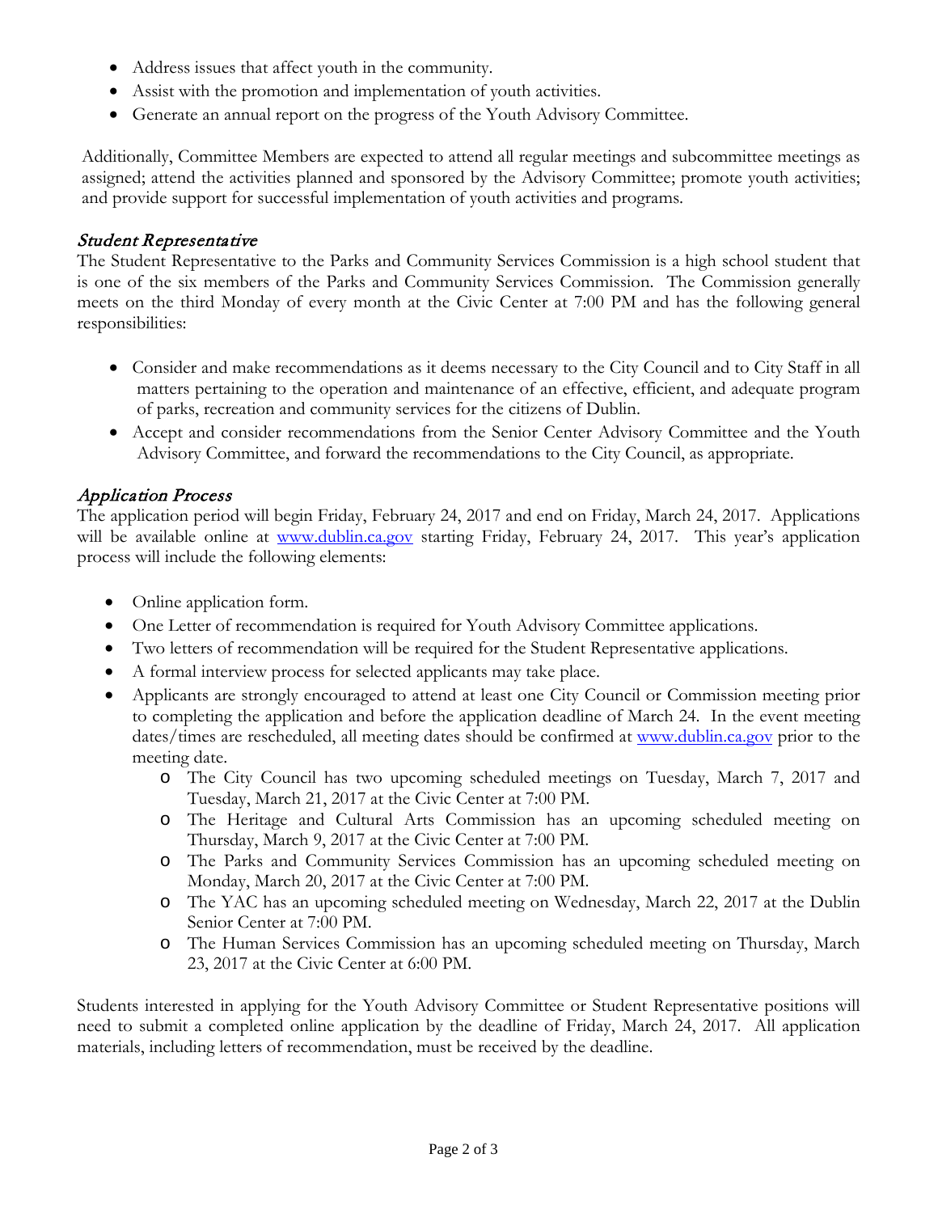- Address issues that affect youth in the community.
- Assist with the promotion and implementation of youth activities.
- Generate an annual report on the progress of the Youth Advisory Committee.

Additionally, Committee Members are expected to attend all regular meetings and subcommittee meetings as assigned; attend the activities planned and sponsored by the Advisory Committee; promote youth activities; and provide support for successful implementation of youth activities and programs.

### *Student Representative*

The Student Representative to the Parks and Community Services Commission is a high school student that is one of the six members of the Parks and Community Services Commission. The Commission generally meets on the third Monday of every month at the Civic Center at 7:00 PM and has the following general responsibilities:

- Consider and make recommendations as it deems necessary to the City Council and to City Staff in all matters pertaining to the operation and maintenance of an effective, efficient, and adequate program of parks, recreation and community services for the citizens of Dublin.
- Accept and consider recommendations from the Senior Center Advisory Committee and the Youth Advisory Committee, and forward the recommendations to the City Council, as appropriate.

### *Application Process*

The application period will begin Friday, February 24, 2017 and end on Friday, March 24, 2017. Applications will be available online at [www.dublin.ca.gov](http://www.dublin.ca.gov) starting Friday, February 24, 2017. This year's application process will include the following elements:

- Online application form.
- One Letter of recommendation is required for Youth Advisory Committee applications.
- Two letters of recommendation will be required for the Student Representative applications.
- A formal interview process for selected applicants may take place.
- Applicants are strongly encouraged to attend at least one City Council or Commission meeting prior to completing the application and before the application deadline of March 24. In the event meeting dates/times are rescheduled, all meeting dates should be confirmed at [www.dublin.ca.gov](http://www.dublin.ca.gov) prior to the meeting date.
  - The City Council has two upcoming scheduled meetings on Tuesday, March 7, 2017 and Tuesday, March 21, 2017 at the Civic Center at 7:00 PM.
  - The Heritage and Cultural Arts Commission has an upcoming scheduled meeting on Thursday, March 9, 2017 at the Civic Center at 7:00 PM.
  - The Parks and Community Services Commission has an upcoming scheduled meeting on Monday, March 20, 2017 at the Civic Center at 7:00 PM.
  - The YAC has an upcoming scheduled meeting on Wednesday, March 22, 2017 at the Dublin Senior Center at 7:00 PM.
  - The Human Services Commission has an upcoming scheduled meeting on Thursday, March 23, 2017 at the Civic Center at 6:00 PM.

Students interested in applying for the Youth Advisory Committee or Student Representative positions will need to submit a completed online application by the deadline of Friday, March 24, 2017. All application materials, including letters of recommendation, must be received by the deadline.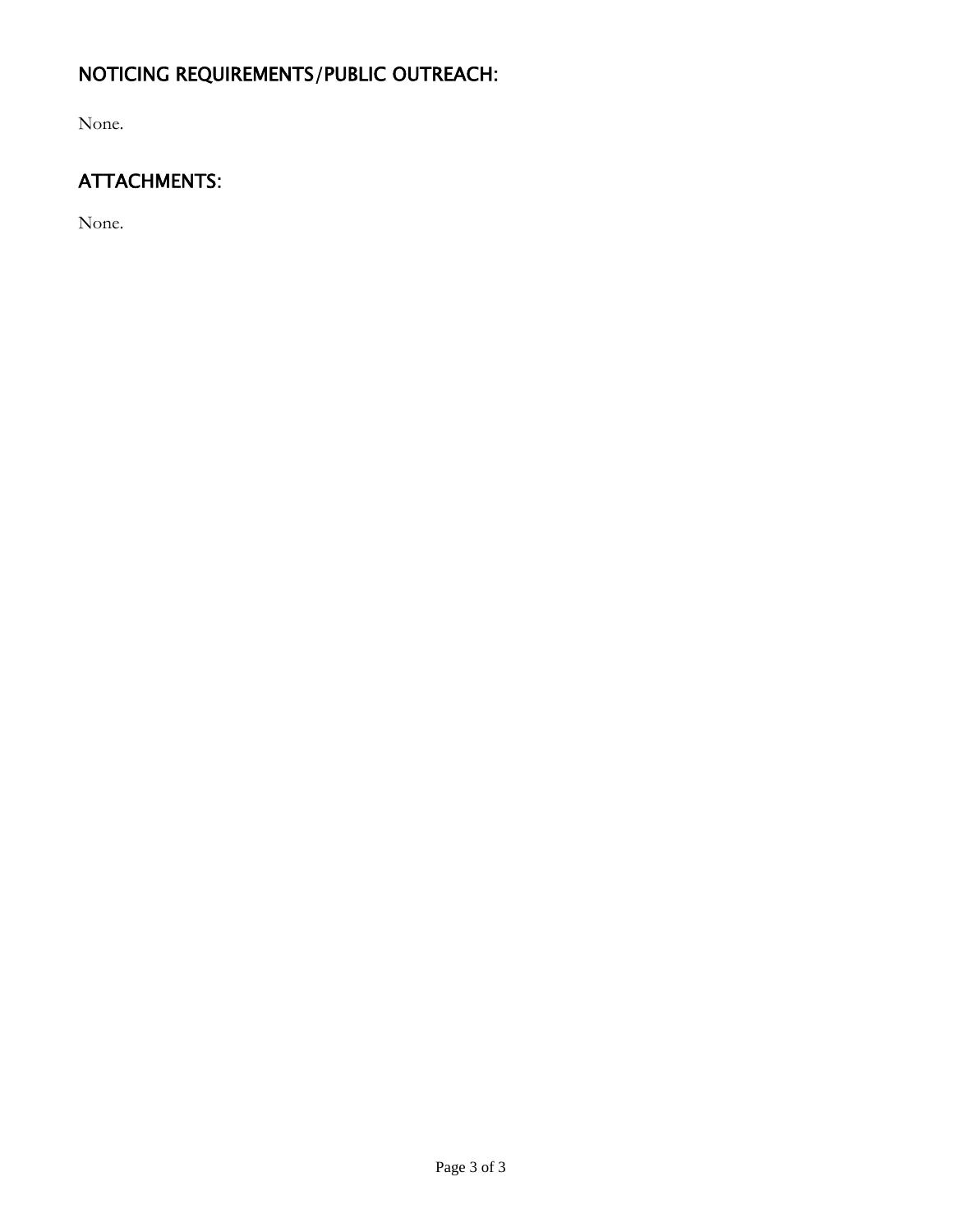## NOTICING REQUIREMENTS/PUBLIC OUTREACH:

None.

## ATTACHMENTS:

None.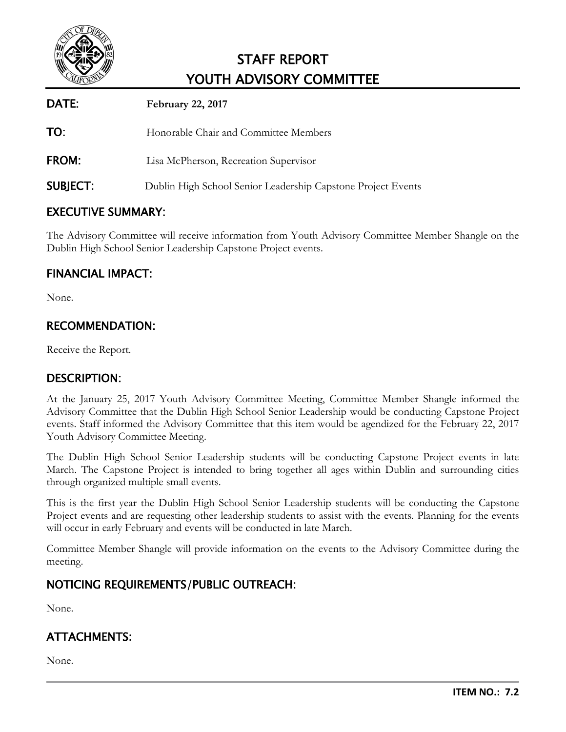# STAFF REPORT
# YOUTH ADVISORY COMMITTEE

**DATE:** **February 22, 2017**

**TO:** Honorable Chair and Committee Members

**FROM:** Lisa McPherson, Recreation Supervisor

**SUBJECT:** Dublin High School Senior Leadership Capstone Project Events

## EXECUTIVE SUMMARY:

The Advisory Committee will receive information from Youth Advisory Committee Member Shangle on the Dublin High School Senior Leadership Capstone Project events.

## FINANCIAL IMPACT:

None.

## RECOMMENDATION:

Receive the Report.

## DESCRIPTION:

At the January 25, 2017 Youth Advisory Committee Meeting, Committee Member Shangle informed the Advisory Committee that the Dublin High School Senior Leadership would be conducting Capstone Project events. Staff informed the Advisory Committee that this item would be agendized for the February 22, 2017 Youth Advisory Committee Meeting.

The Dublin High School Senior Leadership students will be conducting Capstone Project events in late March. The Capstone Project is intended to bring together all ages within Dublin and surrounding cities through organized multiple small events.

This is the first year the Dublin High School Senior Leadership students will be conducting the Capstone Project events and are requesting other leadership students to assist with the events. Planning for the events will occur in early February and events will be conducted in late March.

Committee Member Shangle will provide information on the events to the Advisory Committee during the meeting.

## NOTICING REQUIREMENTS/PUBLIC OUTREACH:

None.

## ATTACHMENTS:

None.

**ITEM NO.: 7.2**